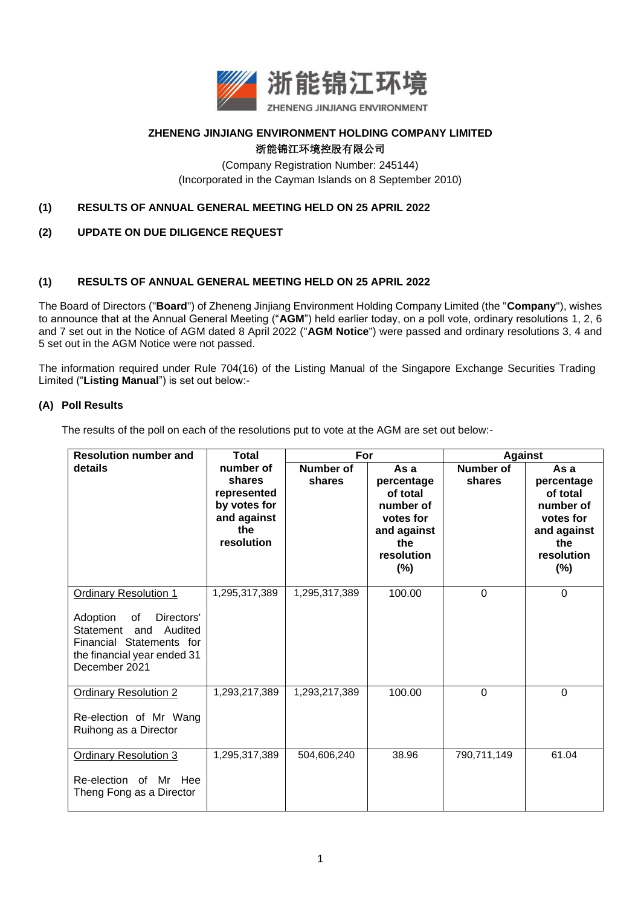**ZHENENG JINJIANG ENVIRONMENT HOLDING COMPANY LIMITED**

**浙能锦江环境控股有限公司**

(Company Registration Number: 245144)

(Incorporated in the Cayman Islands on 8 September 2010)

**(1) RESULTS OF ANNUAL GENERAL MEETING HELD ON 25 APRIL 2022**

**(2) UPDATE ON DUE DILIGENCE REQUEST**

## (1) RESULTS OF ANNUAL GENERAL MEETING HELD ON 25 APRIL 2022

The Board of Directors ("**Board**") of Zheneng Jinjiang Environment Holding Company Limited (the "**Company**"), wishes to announce that at the Annual General Meeting ("**AGM**") held earlier today, on a poll vote, ordinary resolutions 1, 2, 6 and 7 set out in the Notice of AGM dated 8 April 2022 ("**AGM Notice**") were passed and ordinary resolutions 3, 4 and 5 set out in the AGM Notice were not passed.

The information required under Rule 704(16) of the Listing Manual of the Singapore Exchange Securities Trading Limited ("**Listing Manual**") is set out below:-

### (A) Poll Results

The results of the poll on each of the resolutions put to vote at the AGM are set out below:-

| Resolution number and details | Total number of shares represented by votes for and against the resolution | For | | Against | |
|---|---|---|---|---|---|
| | | Number of shares | As a percentage of total number of votes for and against the resolution (%) | Number of shares | As a percentage of total number of votes for and against the resolution (%) |
| Ordinary Resolution 1<br><br>Adoption of Directors' Statement and Audited Financial Statements for the financial year ended 31 December 2021 | 1,295,317,389 | 1,295,317,389 | 100.00 | 0 | 0 |
| Ordinary Resolution 2<br><br>Re-election of Mr Wang Ruihong as a Director | 1,293,217,389 | 1,293,217,389 | 100.00 | 0 | 0 |
| Ordinary Resolution 3<br><br>Re-election of Mr Hee Theng Fong as a Director | 1,295,317,389 | 504,606,240 | 38.96 | 790,711,149 | 61.04 |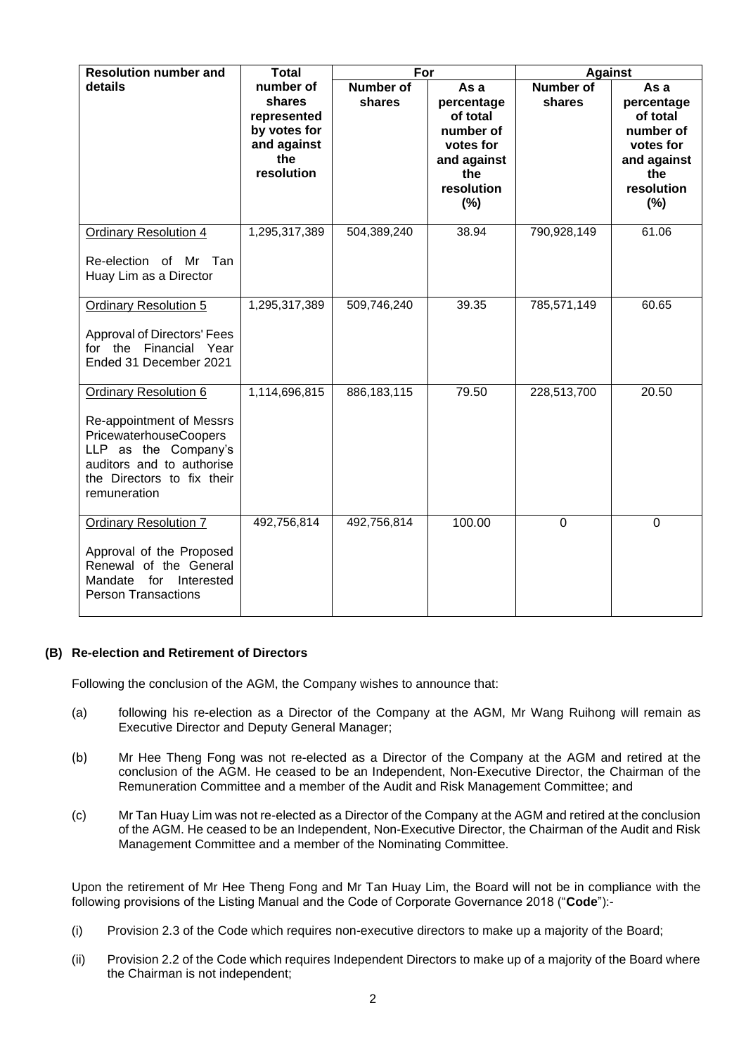| Resolution number and details | Total number of shares represented by votes for and against the resolution | For | | Against | |
|---|---|---|---|---|---|
| | | Number of shares | As a percentage of total number of votes for and against the resolution (%) | Number of shares | As a percentage of total number of votes for and against the resolution (%) |
| Ordinary Resolution 4<br><br>Re-election of Mr Tan Huay Lim as a Director | 1,295,317,389 | 504,389,240 | 38.94 | 790,928,149 | 61.06 |
| Ordinary Resolution 5<br><br>Approval of Directors' Fees for the Financial Year Ended 31 December 2021 | 1,295,317,389 | 509,746,240 | 39.35 | 785,571,149 | 60.65 |
| Ordinary Resolution 6<br><br>Re-appointment of Messrs PricewaterhouseCoopers LLP as the Company's auditors and to authorise the Directors to fix their remuneration | 1,114,696,815 | 886,183,115 | 79.50 | 228,513,700 | 20.50 |
| Ordinary Resolution 7<br><br>Approval of the Proposed Renewal of the General Mandate for Interested Person Transactions | 492,756,814 | 492,756,814 | 100.00 | 0 | 0 |

**(B) Re-election and Retirement of Directors**

Following the conclusion of the AGM, the Company wishes to announce that:

(a) following his re-election as a Director of the Company at the AGM, Mr Wang Ruihong will remain as Executive Director and Deputy General Manager;

(b) Mr Hee Theng Fong was not re-elected as a Director of the Company at the AGM and retired at the conclusion of the AGM. He ceased to be an Independent, Non-Executive Director, the Chairman of the Remuneration Committee and a member of the Audit and Risk Management Committee; and

(c) Mr Tan Huay Lim was not re-elected as a Director of the Company at the AGM and retired at the conclusion of the AGM. He ceased to be an Independent, Non-Executive Director, the Chairman of the Audit and Risk Management Committee and a member of the Nominating Committee.

Upon the retirement of Mr Hee Theng Fong and Mr Tan Huay Lim, the Board will not be in compliance with the following provisions of the Listing Manual and the Code of Corporate Governance 2018 ("**Code**"):-

(i) Provision 2.3 of the Code which requires non-executive directors to make up a majority of the Board;

(ii) Provision 2.2 of the Code which requires Independent Directors to make up of a majority of the Board where the Chairman is not independent;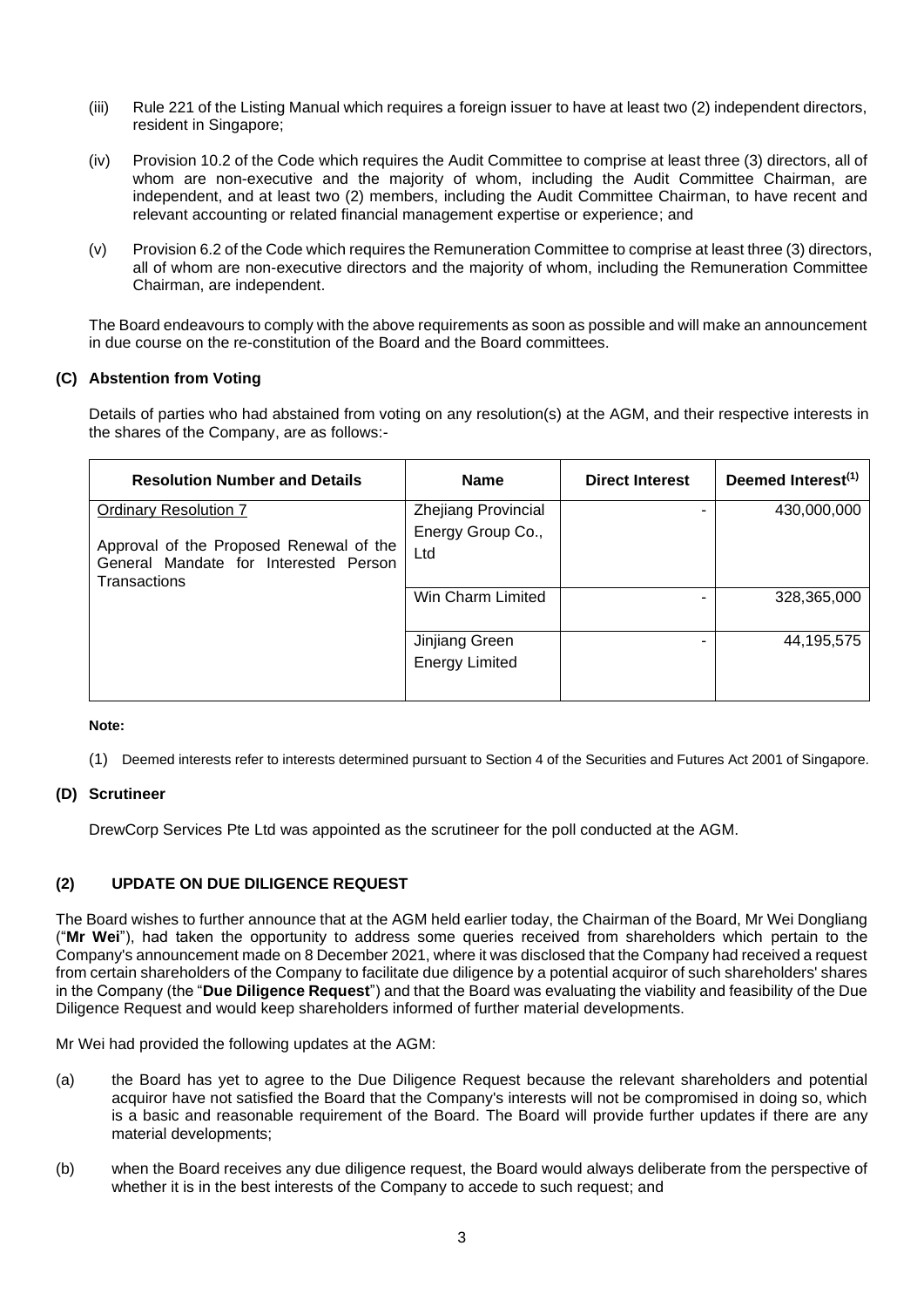(iii) Rule 221 of the Listing Manual which requires a foreign issuer to have at least two (2) independent directors, resident in Singapore;

(iv) Provision 10.2 of the Code which requires the Audit Committee to comprise at least three (3) directors, all of whom are non-executive and the majority of whom, including the Audit Committee Chairman, are independent, and at least two (2) members, including the Audit Committee Chairman, to have recent and relevant accounting or related financial management expertise or experience; and

(v) Provision 6.2 of the Code which requires the Remuneration Committee to comprise at least three (3) directors, all of whom are non-executive directors and the majority of whom, including the Remuneration Committee Chairman, are independent.

The Board endeavours to comply with the above requirements as soon as possible and will make an announcement in due course on the re-constitution of the Board and the Board committees.

### (C) Abstention from Voting

Details of parties who had abstained from voting on any resolution(s) at the AGM, and their respective interests in the shares of the Company, are as follows:-

| Resolution Number and Details | Name | Direct Interest | Deemed Interest[1] |
|---|---|---|---|
| Ordinary Resolution 7<br><br>Approval of the Proposed Renewal of the General Mandate for Interested Person Transactions | Zhejiang Provincial Energy Group Co., Ltd | - | 430,000,000 |
| | Win Charm Limited | - | 328,365,000 |
| | Jinjiang Green Energy Limited | - | 44,195,575 |

**Note:**

(1) Deemed interests refer to interests determined pursuant to Section 4 of the Securities and Futures Act 2001 of Singapore.

### (D) Scrutineer

DrewCorp Services Pte Ltd was appointed as the scrutineer for the poll conducted at the AGM.

## (2) UPDATE ON DUE DILIGENCE REQUEST

The Board wishes to further announce that at the AGM held earlier today, the Chairman of the Board, Mr Wei Dongliang ("**Mr Wei**"), had taken the opportunity to address some queries received from shareholders which pertain to the Company's announcement made on 8 December 2021, where it was disclosed that the Company had received a request from certain shareholders of the Company to facilitate due diligence by a potential acquiror of such shareholders' shares in the Company (the "**Due Diligence Request**") and that the Board was evaluating the viability and feasibility of the Due Diligence Request and would keep shareholders informed of further material developments.

Mr Wei had provided the following updates at the AGM:

(a) the Board has yet to agree to the Due Diligence Request because the relevant shareholders and potential acquiror have not satisfied the Board that the Company's interests will not be compromised in doing so, which is a basic and reasonable requirement of the Board. The Board will provide further updates if there are any material developments;

(b) when the Board receives any due diligence request, the Board would always deliberate from the perspective of whether it is in the best interests of the Company to accede to such request; and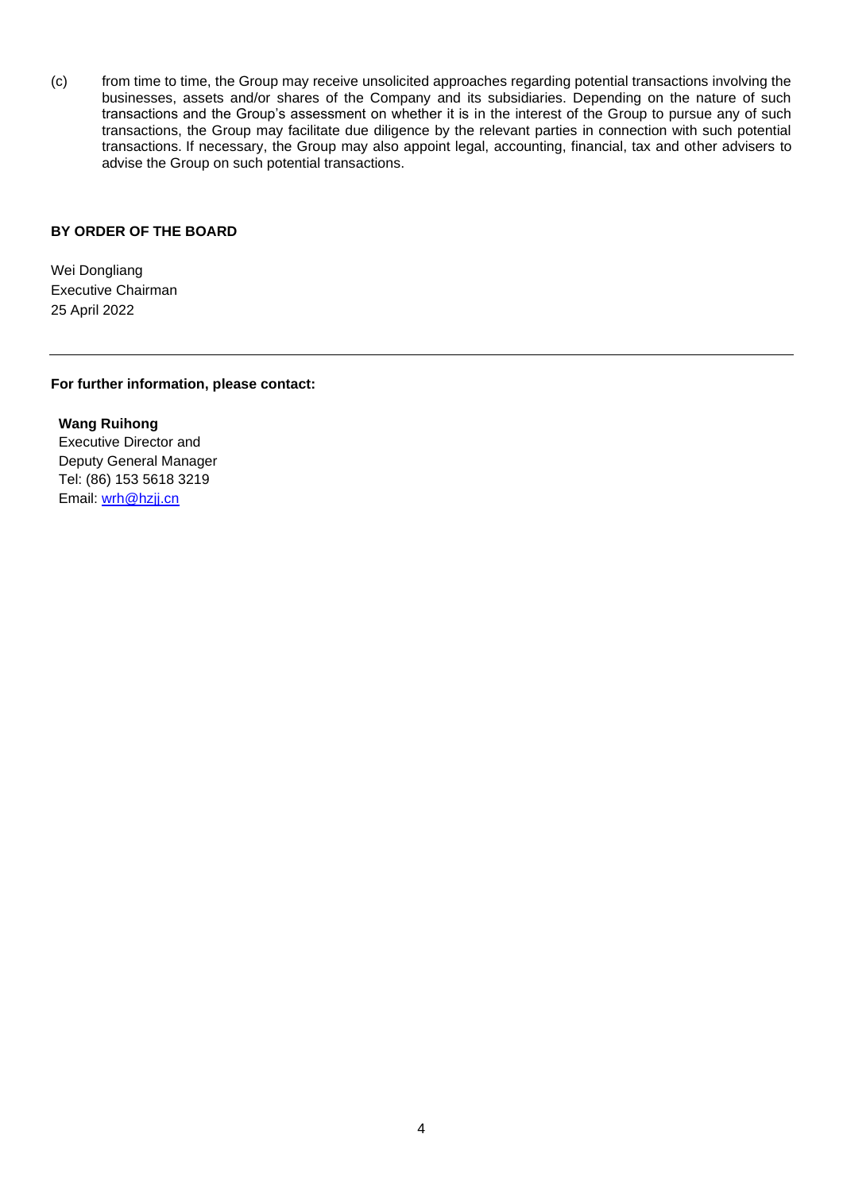(c) from time to time, the Group may receive unsolicited approaches regarding potential transactions involving the businesses, assets and/or shares of the Company and its subsidiaries. Depending on the nature of such transactions and the Group's assessment on whether it is in the interest of the Group to pursue any of such transactions, the Group may facilitate due diligence by the relevant parties in connection with such potential transactions. If necessary, the Group may also appoint legal, accounting, financial, tax and other advisers to advise the Group on such potential transactions.

**BY ORDER OF THE BOARD**

Wei Dongliang
Executive Chairman
25 April 2022

---

**For further information, please contact:**

**Wang Ruihong**
Executive Director and
Deputy General Manager
Tel: (86) 153 5618 3219
Email: wrh@hzjj.cn